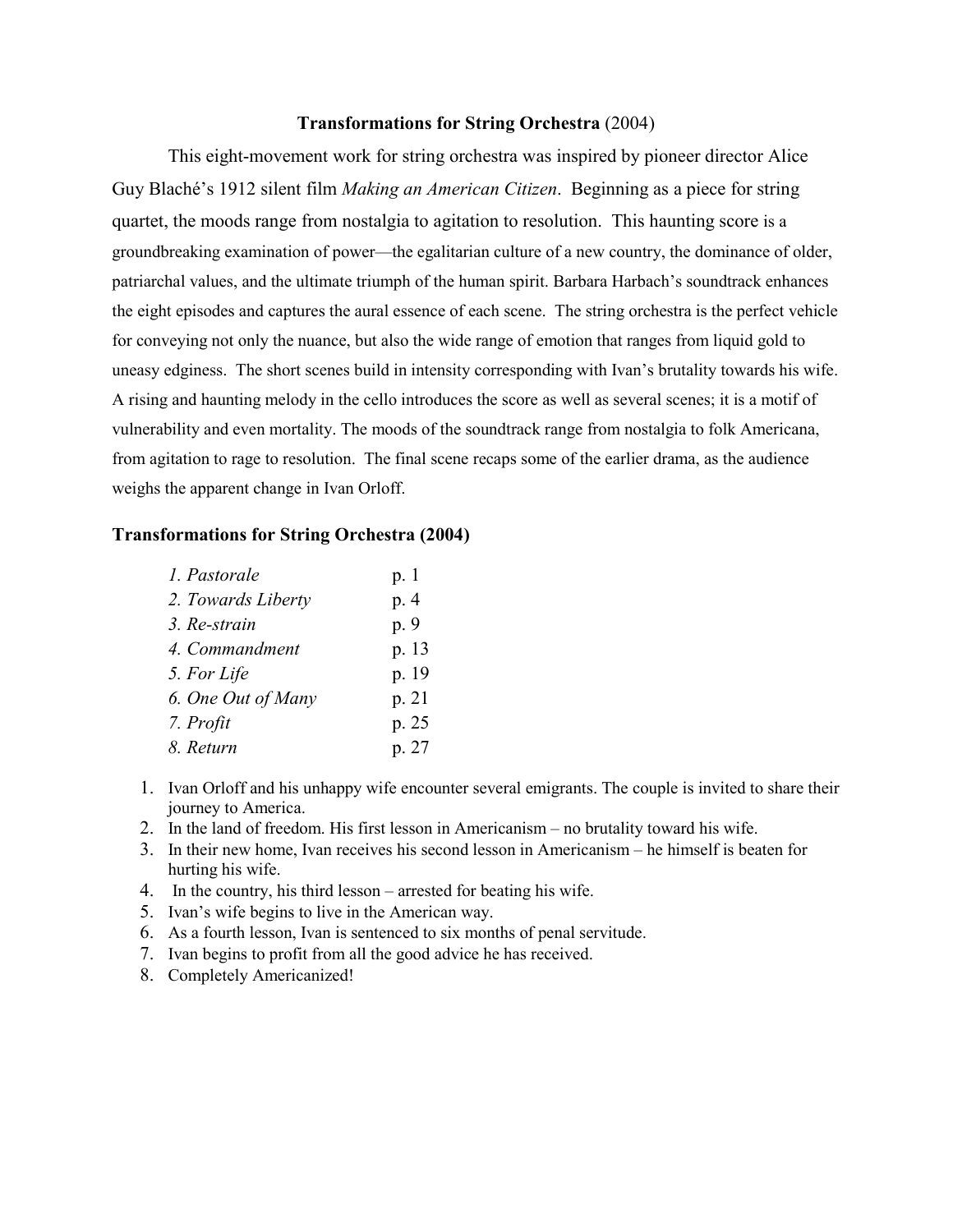# **Transformations for String Orchestra** (2004)

This eight-movement work for string orchestra was inspired by pioneer director Alice Guy Blaché's 1912 silent film *Making an American Citizen*. Beginning as a piece for string quartet, the moods range from nostalgia to agitation to resolution. This haunting score is a groundbreaking examination of power—the egalitarian culture of a new country, the dominance of older, patriarchal values, and the ultimate triumph of the human spirit. Barbara Harbach's soundtrack enhances the eight episodes and captures the aural essence of each scene. The string orchestra is the perfect vehicle for conveying not only the nuance, but also the wide range of emotion that ranges from liquid gold to uneasy edginess. The short scenes build in intensity corresponding with Ivan's brutality towards his wife. A rising and haunting melody in the cello introduces the score as well as several scenes; it is a motif of vulnerability and even mortality. The moods of the soundtrack range from nostalgia to folk Americana, from agitation to rage to resolution. The final scene recaps some of the earlier drama, as the audience weighs the apparent change in Ivan Orloff.

## **Transformations for String Orchestra (2004)**

| | |
|---|---|
| *1. Pastorale* | p. 1 |
| *2. Towards Liberty* | p. 4 |
| *3. Re-strain* | p. 9 |
| *4. Commandment* | p. 13 |
| *5. For Life* | p. 19 |
| *6. One Out of Many* | p. 21 |
| *7. Profit* | p. 25 |
| *8. Return* | p. 27 |

1. Ivan Orloff and his unhappy wife encounter several emigrants. The couple is invited to share their journey to America.
2. In the land of freedom. His first lesson in Americanism – no brutality toward his wife.
3. In their new home, Ivan receives his second lesson in Americanism – he himself is beaten for hurting his wife.
4. In the country, his third lesson – arrested for beating his wife.
5. Ivan's wife begins to live in the American way.
6. As a fourth lesson, Ivan is sentenced to six months of penal servitude.
7. Ivan begins to profit from all the good advice he has received.
8. Completely Americanized!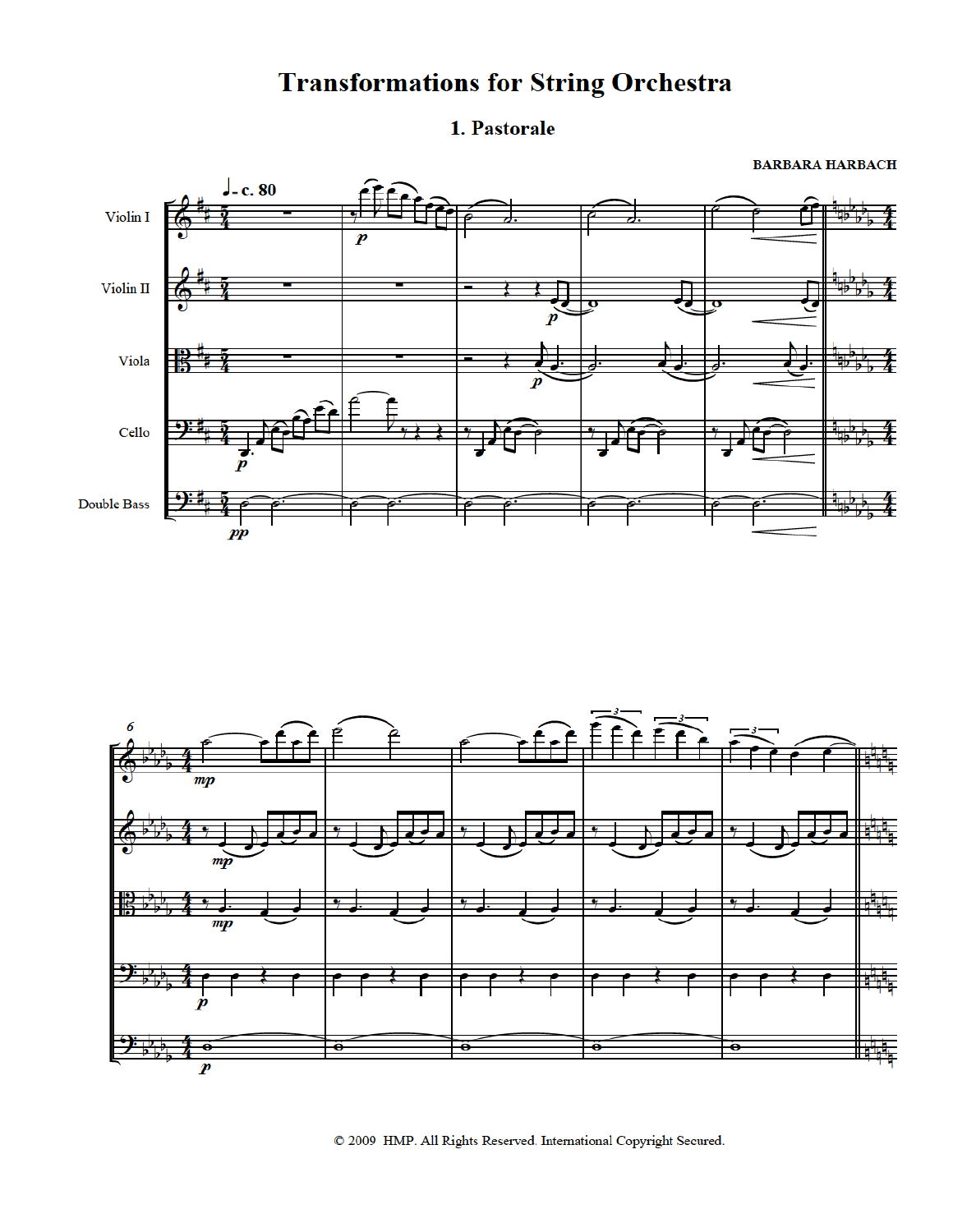# Transformations for String Orchestra

## 1. Pastorale

**BARBARA HARBACH**

© 2009 HMP. All Rights Reserved. International Copyright Secured.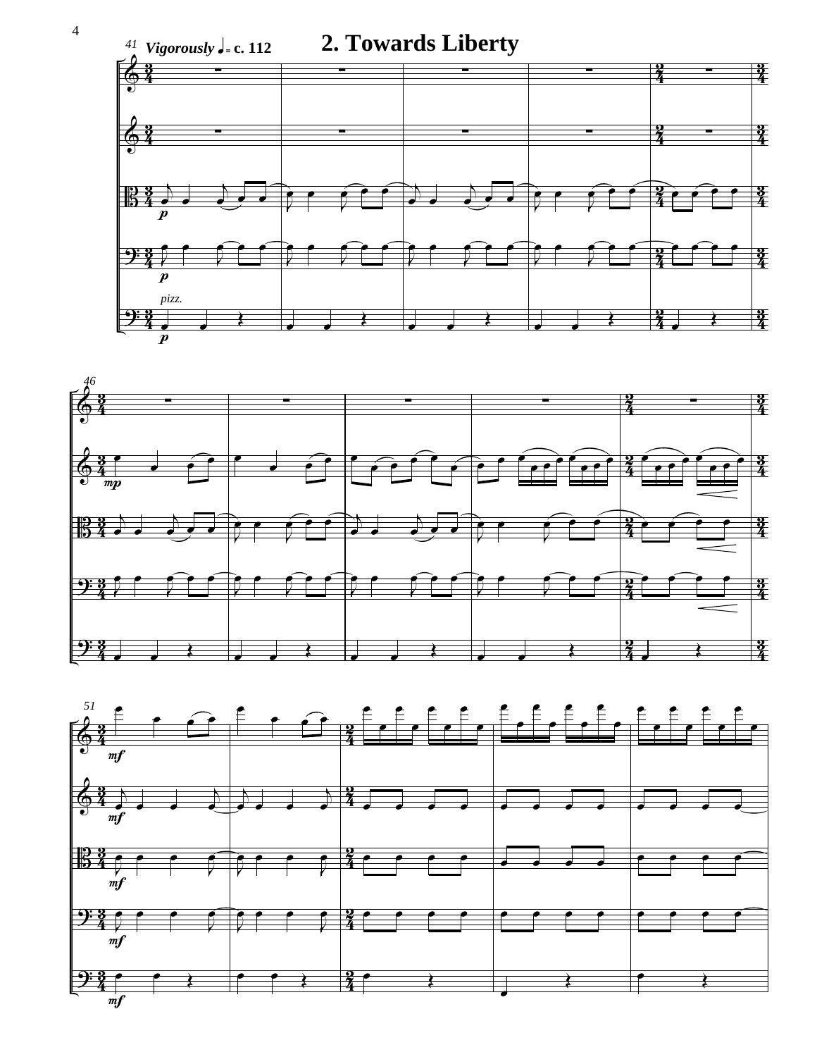## 2. Towards Liberty

*Vigorously* ♩= c. 112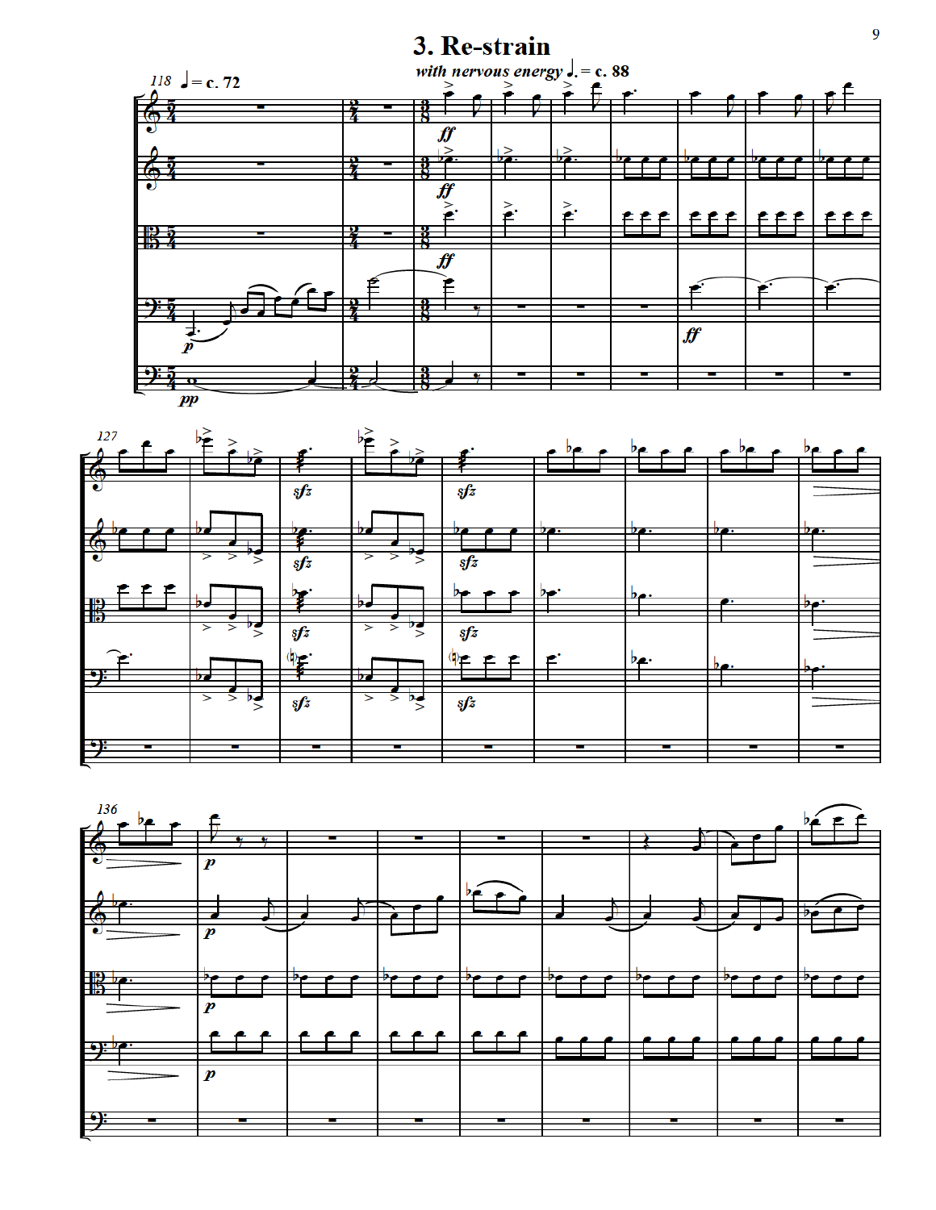# 3. Re-strain

*with nervous energy* ♩. = c. 88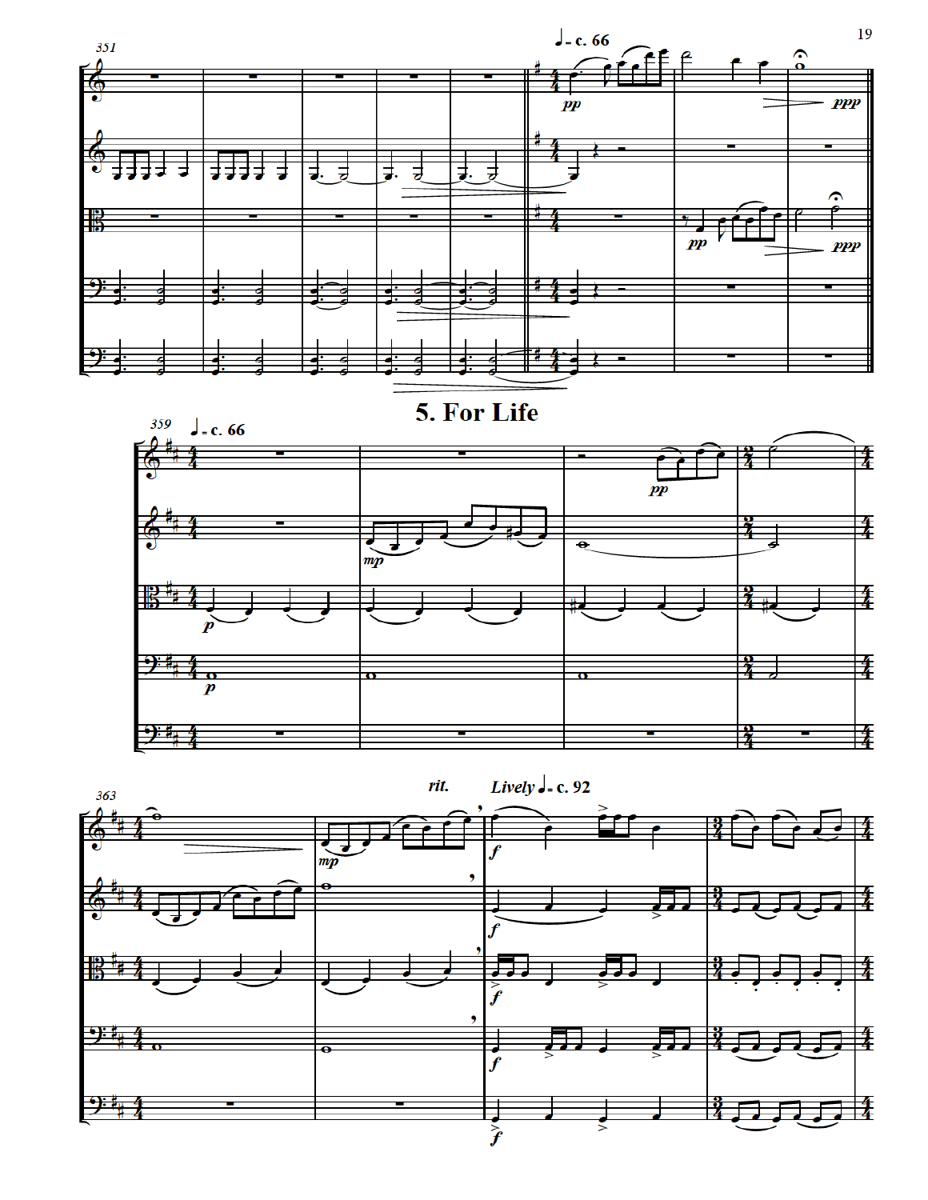## 5. For Life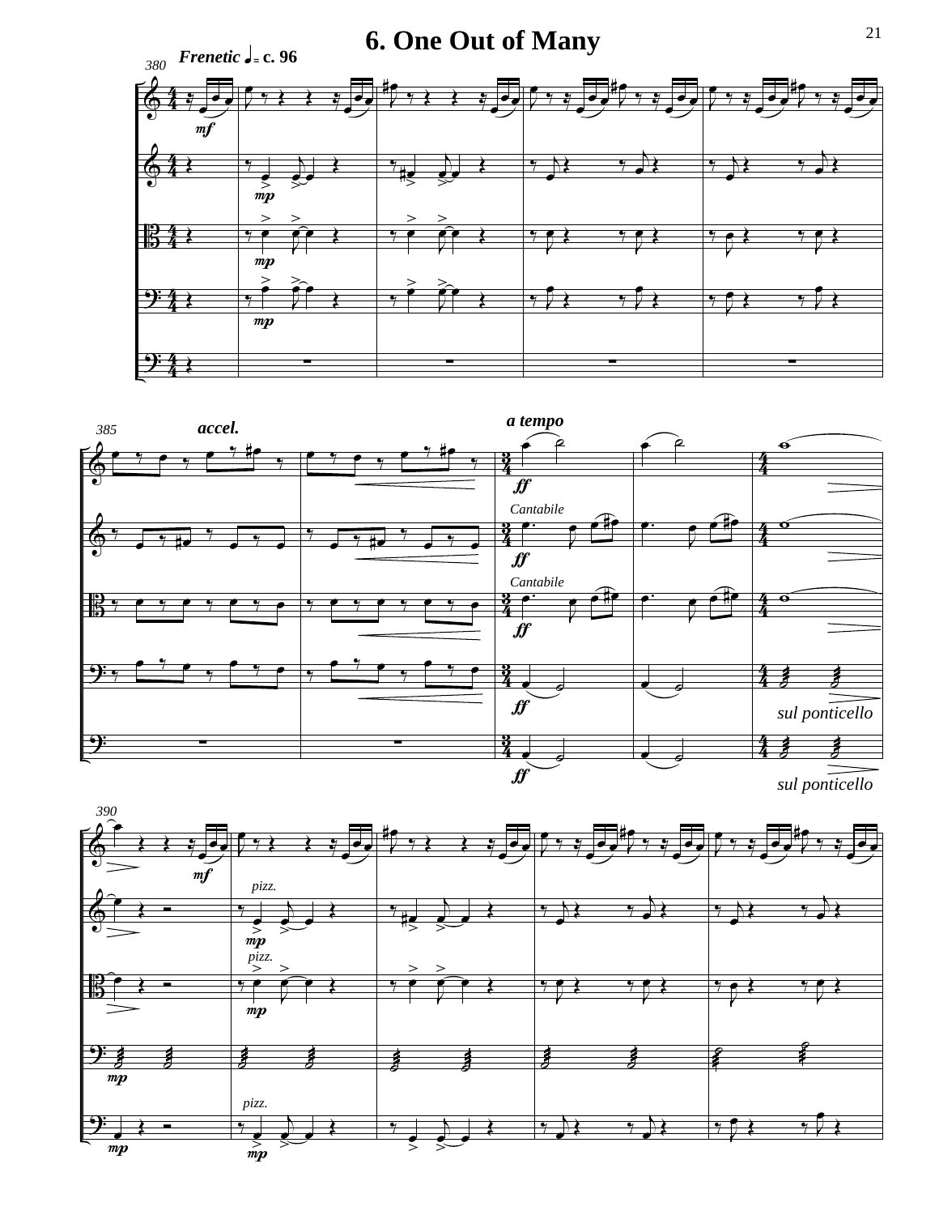# 6. One Out of Many

*Frenetic* ♩= c. 96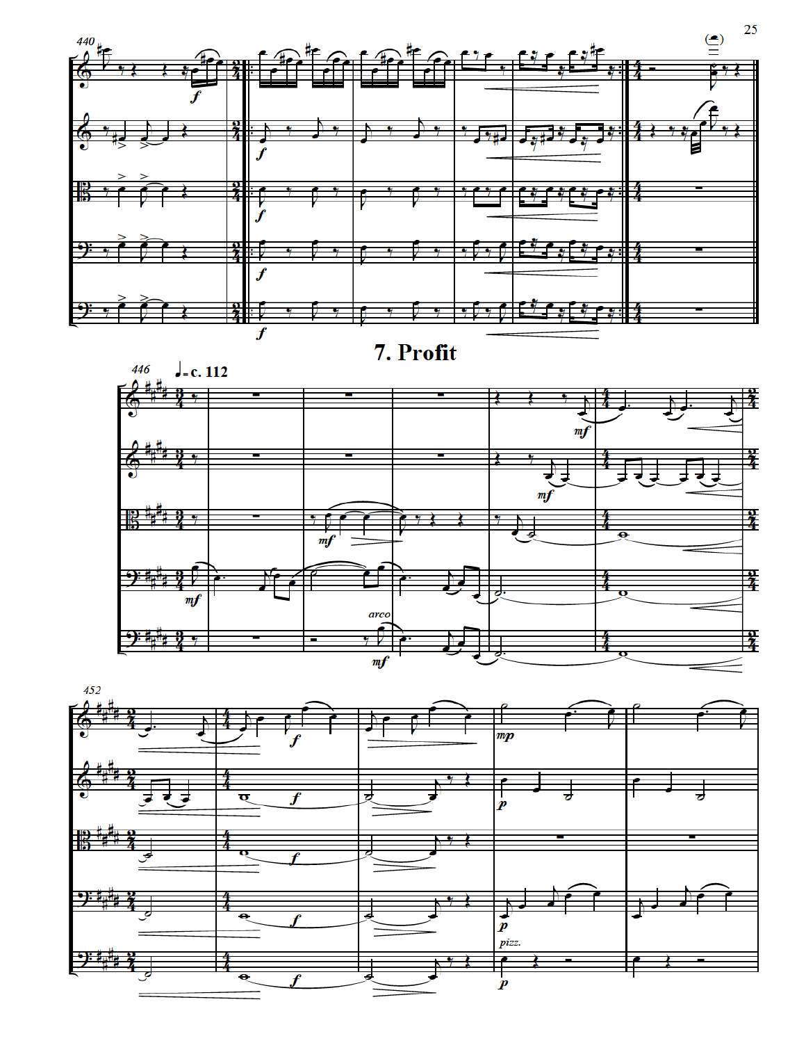# 7. Profit

♩= c. 112